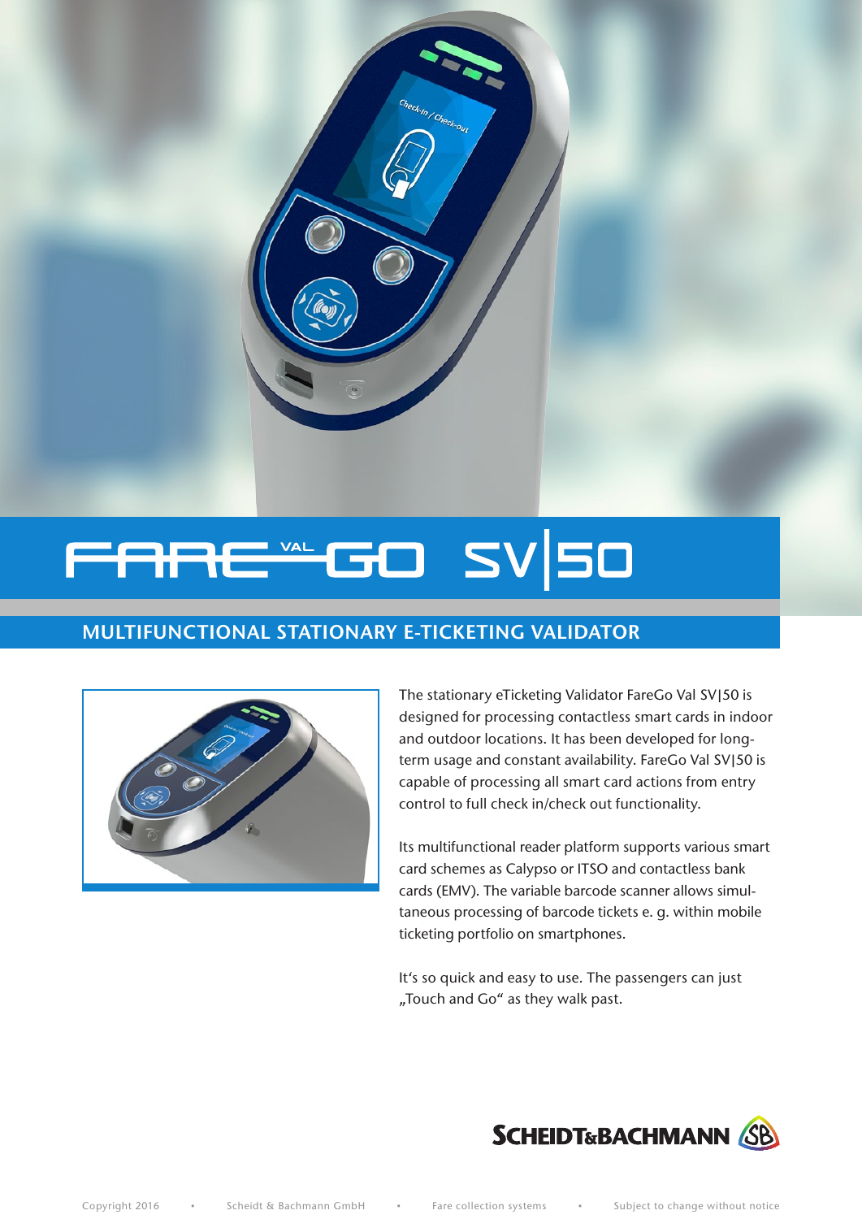# FARE VAL GO SV|50

## MULTIFUNCTIONAL STATIONARY E-TICKETING VALIDATOR

The stationary eTicketing Validator FareGo Val SV|50 is designed for processing contactless smart cards in indoor and outdoor locations. It has been developed for long-term usage and constant availability. FareGo Val SV|50 is capable of processing all smart card actions from entry control to full check in/check out functionality.

Its multifunctional reader platform supports various smart card schemes as Calypso or ITSO and contactless bank cards (EMV). The variable barcode scanner allows simultaneous processing of barcode tickets e. g. within mobile ticketing portfolio on smartphones.

It's so quick and easy to use. The passengers can just „Touch and Go" as they walk past.

SCHEIDT&BACHMANN

Copyright 2016 • Scheidt & Bachmann GmbH • Fare collection systems • Subject to change without notice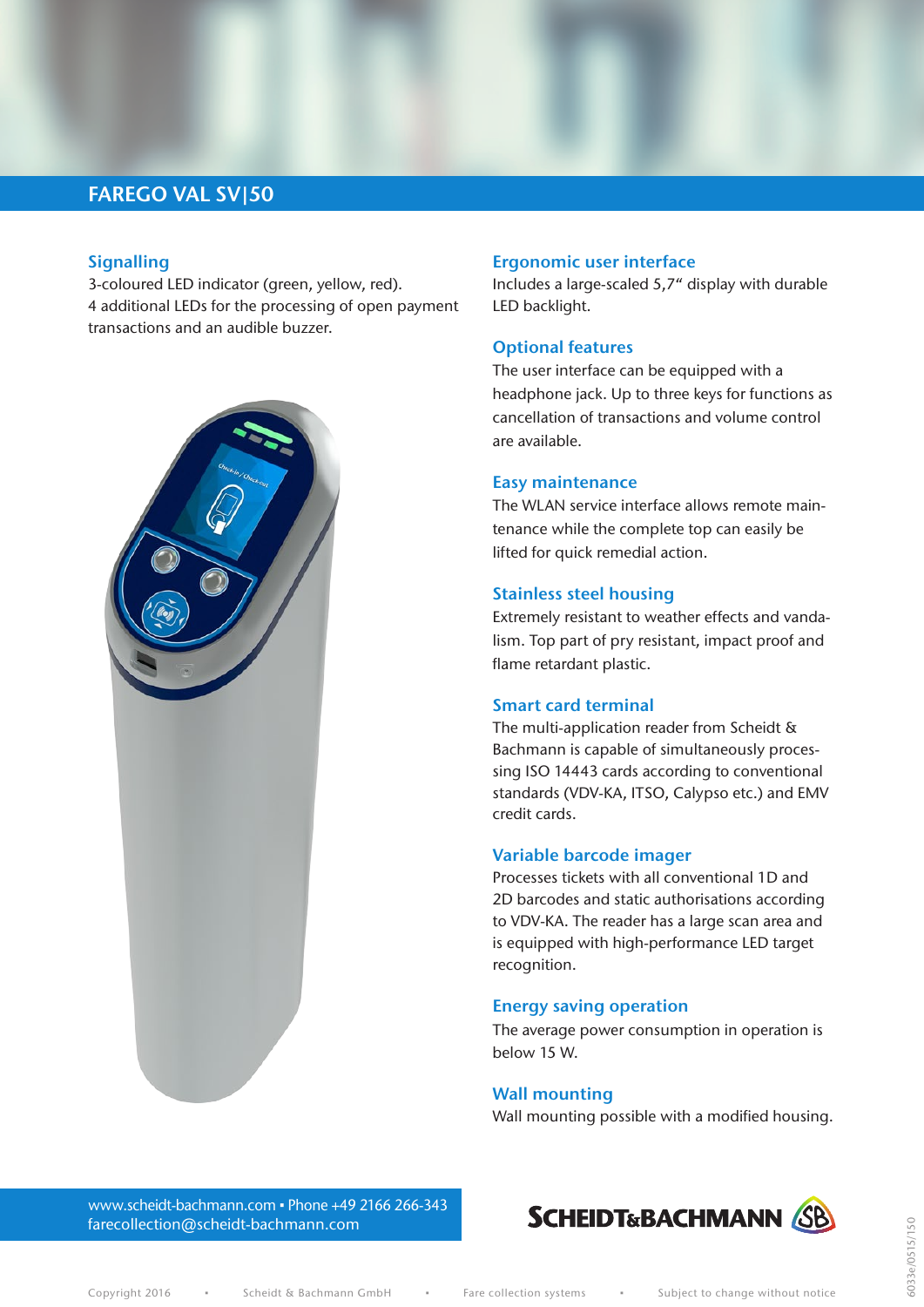# FAREGO VAL SV|50

## Signalling

3-coloured LED indicator (green, yellow, red).
4 additional LEDs for the processing of open payment transactions and an audible buzzer.

## Ergonomic user interface

Includes a large-scaled 5,7“ display with durable LED backlight.

## Optional features

The user interface can be equipped with a headphone jack. Up to three keys for functions as cancellation of transactions and volume control are available.

## Easy maintenance

The WLAN service interface allows remote maintenance while the complete top can easily be lifted for quick remedial action.

## Stainless steel housing

Extremely resistant to weather effects and vandalism. Top part of pry resistant, impact proof and flame retardant plastic.

## Smart card terminal

The multi-application reader from Scheidt & Bachmann is capable of simultaneously processing ISO 14443 cards according to conventional standards (VDV-KA, ITSO, Calypso etc.) and EMV credit cards.

## Variable barcode imager

Processes tickets with all conventional 1D and 2D barcodes and static authorisations according to VDV-KA. The reader has a large scan area and is equipped with high-performance LED target recognition.

## Energy saving operation

The average power consumption in operation is below 15 W.

## Wall mounting

Wall mounting possible with a modified housing.

www.scheidt-bachmann.com • Phone +49 2166 266-343
farecollection@scheidt-bachmann.com

SCHEIDT&BACHMANN

Copyright 2016 • Scheidt & Bachmann GmbH • Fare collection systems • Subject to change without notice

6033e/0515/150